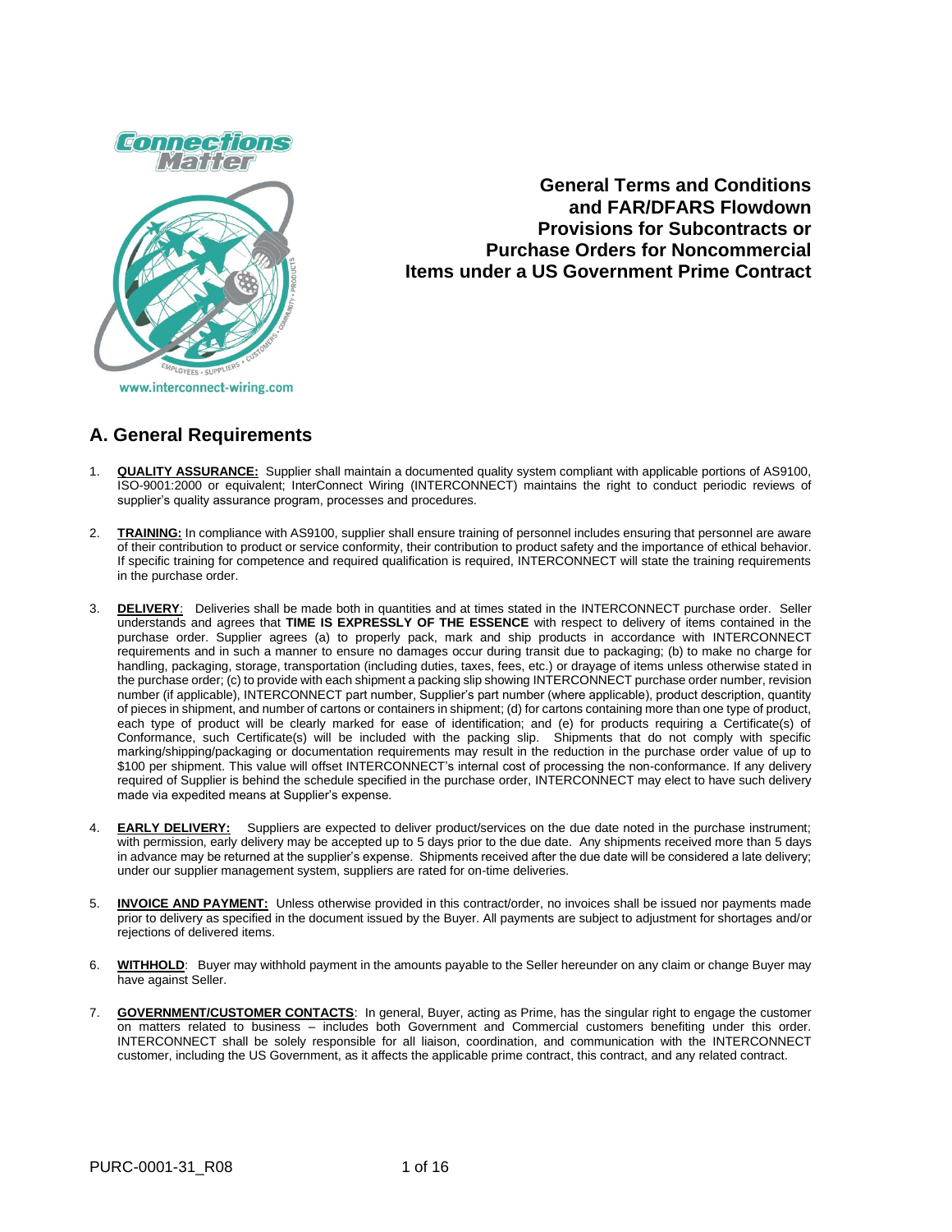# General Terms and Conditions and FAR/DFARS Flowdown Provisions for Subcontracts or Purchase Orders for Noncommercial Items under a US Government Prime Contract

## A. General Requirements

1. **QUALITY ASSURANCE:** Supplier shall maintain a documented quality system compliant with applicable portions of AS9100, ISO-9001:2000 or equivalent; InterConnect Wiring (INTERCONNECT) maintains the right to conduct periodic reviews of supplier's quality assurance program, processes and procedures.

2. **TRAINING:** In compliance with AS9100, supplier shall ensure training of personnel includes ensuring that personnel are aware of their contribution to product or service conformity, their contribution to product safety and the importance of ethical behavior. If specific training for competence and required qualification is required, INTERCONNECT will state the training requirements in the purchase order.

3. **DELIVERY**: Deliveries shall be made both in quantities and at times stated in the INTERCONNECT purchase order. Seller understands and agrees that **TIME IS EXPRESSLY OF THE ESSENCE** with respect to delivery of items contained in the purchase order. Supplier agrees (a) to properly pack, mark and ship products in accordance with INTERCONNECT requirements and in such a manner to ensure no damages occur during transit due to packaging; (b) to make no charge for handling, packaging, storage, transportation (including duties, taxes, fees, etc.) or drayage of items unless otherwise stated in the purchase order; (c) to provide with each shipment a packing slip showing INTERCONNECT purchase order number, revision number (if applicable), INTERCONNECT part number, Supplier's part number (where applicable), product description, quantity of pieces in shipment, and number of cartons or containers in shipment; (d) for cartons containing more than one type of product, each type of product will be clearly marked for ease of identification; and (e) for products requiring a Certificate(s) of Conformance, such Certificate(s) will be included with the packing slip. Shipments that do not comply with specific marking/shipping/packaging or documentation requirements may result in the reduction in the purchase order value of up to $100 per shipment. This value will offset INTERCONNECT's internal cost of processing the non-conformance. If any delivery required of Supplier is behind the schedule specified in the purchase order, INTERCONNECT may elect to have such delivery made via expedited means at Supplier's expense.

4. **EARLY DELIVERY:** Suppliers are expected to deliver product/services on the due date noted in the purchase instrument; with permission, early delivery may be accepted up to 5 days prior to the due date. Any shipments received more than 5 days in advance may be returned at the supplier's expense. Shipments received after the due date will be considered a late delivery; under our supplier management system, suppliers are rated for on-time deliveries.

5. **INVOICE AND PAYMENT:** Unless otherwise provided in this contract/order, no invoices shall be issued nor payments made prior to delivery as specified in the document issued by the Buyer. All payments are subject to adjustment for shortages and/or rejections of delivered items.

6. **WITHHOLD**: Buyer may withhold payment in the amounts payable to the Seller hereunder on any claim or change Buyer may have against Seller.

7. **GOVERNMENT/CUSTOMER CONTACTS**: In general, Buyer, acting as Prime, has the singular right to engage the customer on matters related to business – includes both Government and Commercial customers benefiting under this order. INTERCONNECT shall be solely responsible for all liaison, coordination, and communication with the INTERCONNECT customer, including the US Government, as it affects the applicable prime contract, this contract, and any related contract.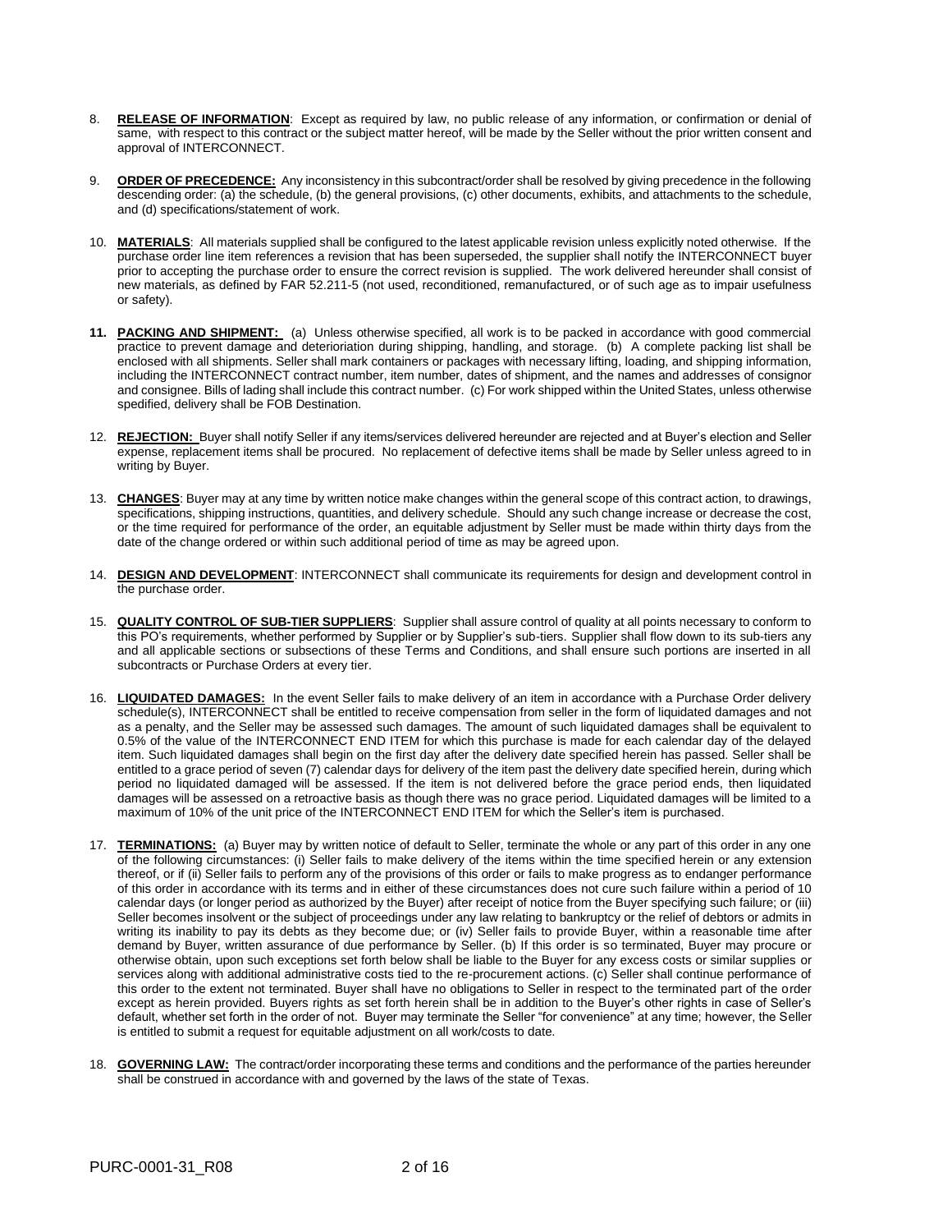8. **RELEASE OF INFORMATION**: Except as required by law, no public release of any information, or confirmation or denial of same, with respect to this contract or the subject matter hereof, will be made by the Seller without the prior written consent and approval of INTERCONNECT.

9. **ORDER OF PRECEDENCE:** Any inconsistency in this subcontract/order shall be resolved by giving precedence in the following descending order: (a) the schedule, (b) the general provisions, (c) other documents, exhibits, and attachments to the schedule, and (d) specifications/statement of work.

10. **MATERIALS**: All materials supplied shall be configured to the latest applicable revision unless explicitly noted otherwise. If the purchase order line item references a revision that has been superseded, the supplier shall notify the INTERCONNECT buyer prior to accepting the purchase order to ensure the correct revision is supplied. The work delivered hereunder shall consist of new materials, as defined by FAR 52.211-5 (not used, reconditioned, remanufactured, or of such age as to impair usefulness or safety).

11. **PACKING AND SHIPMENT:** (a) Unless otherwise specified, all work is to be packed in accordance with good commercial practice to prevent damage and deterioriation during shipping, handling, and storage. (b) A complete packing list shall be enclosed with all shipments. Seller shall mark containers or packages with necessary lifting, loading, and shipping information, including the INTERCONNECT contract number, item number, dates of shipment, and the names and addresses of consignor and consignee. Bills of lading shall include this contract number. (c) For work shipped within the United States, unless otherwise spedified, delivery shall be FOB Destination.

12. **REJECTION:** Buyer shall notify Seller if any items/services delivered hereunder are rejected and at Buyer's election and Seller expense, replacement items shall be procured. No replacement of defective items shall be made by Seller unless agreed to in writing by Buyer.

13. **CHANGES**: Buyer may at any time by written notice make changes within the general scope of this contract action, to drawings, specifications, shipping instructions, quantities, and delivery schedule. Should any such change increase or decrease the cost, or the time required for performance of the order, an equitable adjustment by Seller must be made within thirty days from the date of the change ordered or within such additional period of time as may be agreed upon.

14. **DESIGN AND DEVELOPMENT**: INTERCONNECT shall communicate its requirements for design and development control in the purchase order.

15. **QUALITY CONTROL OF SUB-TIER SUPPLIERS**: Supplier shall assure control of quality at all points necessary to conform to this PO's requirements, whether performed by Supplier or by Supplier's sub-tiers. Supplier shall flow down to its sub-tiers any and all applicable sections or subsections of these Terms and Conditions, and shall ensure such portions are inserted in all subcontracts or Purchase Orders at every tier.

16. **LIQUIDATED DAMAGES:** In the event Seller fails to make delivery of an item in accordance with a Purchase Order delivery schedule(s), INTERCONNECT shall be entitled to receive compensation from seller in the form of liquidated damages and not as a penalty, and the Seller may be assessed such damages. The amount of such liquidated damages shall be equivalent to 0.5% of the value of the INTERCONNECT END ITEM for which this purchase is made for each calendar day of the delayed item. Such liquidated damages shall begin on the first day after the delivery date specified herein has passed. Seller shall be entitled to a grace period of seven (7) calendar days for delivery of the item past the delivery date specified herein, during which period no liquidated damaged will be assessed. If the item is not delivered before the grace period ends, then liquidated damages will be assessed on a retroactive basis as though there was no grace period. Liquidated damages will be limited to a maximum of 10% of the unit price of the INTERCONNECT END ITEM for which the Seller's item is purchased.

17. **TERMINATIONS:** (a) Buyer may by written notice of default to Seller, terminate the whole or any part of this order in any one of the following circumstances: (i) Seller fails to make delivery of the items within the time specified herein or any extension thereof, or if (ii) Seller fails to perform any of the provisions of this order or fails to make progress as to endanger performance of this order in accordance with its terms and in either of these circumstances does not cure such failure within a period of 10 calendar days (or longer period as authorized by the Buyer) after receipt of notice from the Buyer specifying such failure; or (iii) Seller becomes insolvent or the subject of proceedings under any law relating to bankruptcy or the relief of debtors or admits in writing its inability to pay its debts as they become due; or (iv) Seller fails to provide Buyer, within a reasonable time after demand by Buyer, written assurance of due performance by Seller. (b) If this order is so terminated, Buyer may procure or otherwise obtain, upon such exceptions set forth below shall be liable to the Buyer for any excess costs or similar supplies or services along with additional administrative costs tied to the re-procurement actions. (c) Seller shall continue performance of this order to the extent not terminated. Buyer shall have no obligations to Seller in respect to the terminated part of the order except as herein provided. Buyers rights as set forth herein shall be in addition to the Buyer's other rights in case of Seller's default, whether set forth in the order of not. Buyer may terminate the Seller "for convenience" at any time; however, the Seller is entitled to submit a request for equitable adjustment on all work/costs to date.

18. **GOVERNING LAW:** The contract/order incorporating these terms and conditions and the performance of the parties hereunder shall be construed in accordance with and governed by the laws of the state of Texas.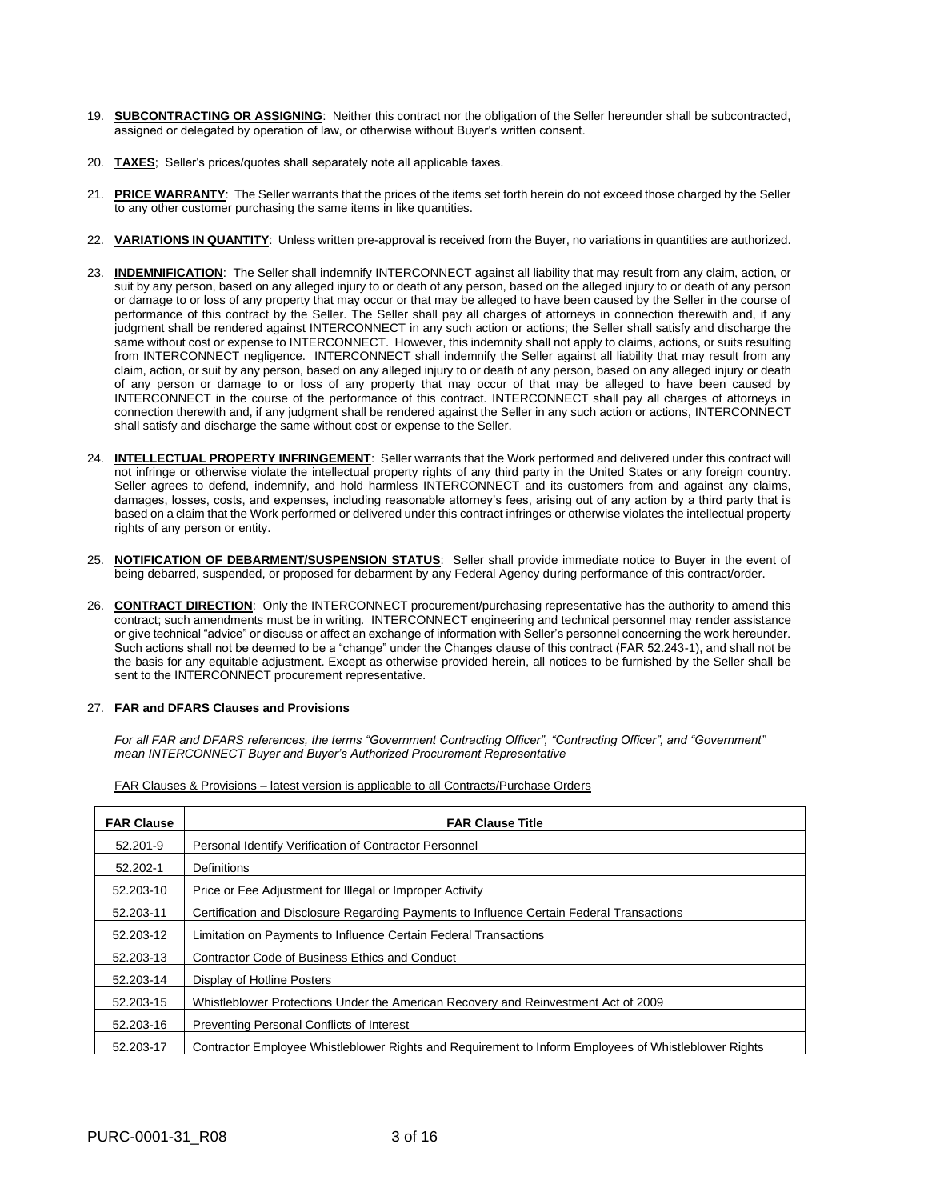19. **SUBCONTRACTING OR ASSIGNING**: Neither this contract nor the obligation of the Seller hereunder shall be subcontracted, assigned or delegated by operation of law, or otherwise without Buyer's written consent.

20. **TAXES**; Seller's prices/quotes shall separately note all applicable taxes.

21. **PRICE WARRANTY**: The Seller warrants that the prices of the items set forth herein do not exceed those charged by the Seller to any other customer purchasing the same items in like quantities.

22. **VARIATIONS IN QUANTITY**: Unless written pre-approval is received from the Buyer, no variations in quantities are authorized.

23. **INDEMNIFICATION**: The Seller shall indemnify INTERCONNECT against all liability that may result from any claim, action, or suit by any person, based on any alleged injury to or death of any person, based on the alleged injury to or death of any person or damage to or loss of any property that may occur or that may be alleged to have been caused by the Seller in the course of performance of this contract by the Seller. The Seller shall pay all charges of attorneys in connection therewith and, if any judgment shall be rendered against INTERCONNECT in any such action or actions; the Seller shall satisfy and discharge the same without cost or expense to INTERCONNECT. However, this indemnity shall not apply to claims, actions, or suits resulting from INTERCONNECT negligence. INTERCONNECT shall indemnify the Seller against all liability that may result from any claim, action, or suit by any person, based on any alleged injury to or death of any person, based on any alleged injury or death of any person or damage to or loss of any property that may occur of that may be alleged to have been caused by INTERCONNECT in the course of the performance of this contract. INTERCONNECT shall pay all charges of attorneys in connection therewith and, if any judgment shall be rendered against the Seller in any such action or actions, INTERCONNECT shall satisfy and discharge the same without cost or expense to the Seller.

24. **INTELLECTUAL PROPERTY INFRINGEMENT**: Seller warrants that the Work performed and delivered under this contract will not infringe or otherwise violate the intellectual property rights of any third party in the United States or any foreign country. Seller agrees to defend, indemnify, and hold harmless INTERCONNECT and its customers from and against any claims, damages, losses, costs, and expenses, including reasonable attorney's fees, arising out of any action by a third party that is based on a claim that the Work performed or delivered under this contract infringes or otherwise violates the intellectual property rights of any person or entity.

25. **NOTIFICATION OF DEBARMENT/SUSPENSION STATUS**: Seller shall provide immediate notice to Buyer in the event of being debarred, suspended, or proposed for debarment by any Federal Agency during performance of this contract/order.

26. **CONTRACT DIRECTION**: Only the INTERCONNECT procurement/purchasing representative has the authority to amend this contract; such amendments must be in writing. INTERCONNECT engineering and technical personnel may render assistance or give technical "advice" or discuss or affect an exchange of information with Seller's personnel concerning the work hereunder. Such actions shall not be deemed to be a "change" under the Changes clause of this contract (FAR 52.243-1), and shall not be the basis for any equitable adjustment. Except as otherwise provided herein, all notices to be furnished by the Seller shall be sent to the INTERCONNECT procurement representative.

27. **FAR and DFARS Clauses and Provisions**

*For all FAR and DFARS references, the terms "Government Contracting Officer", "Contracting Officer", and "Government" mean INTERCONNECT Buyer and Buyer's Authorized Procurement Representative*

FAR Clauses & Provisions – latest version is applicable to all Contracts/Purchase Orders

| FAR Clause | FAR Clause Title |
|---|---|
| 52.201-9 | Personal Identify Verification of Contractor Personnel |
| 52.202-1 | Definitions |
| 52.203-10 | Price or Fee Adjustment for Illegal or Improper Activity |
| 52.203-11 | Certification and Disclosure Regarding Payments to Influence Certain Federal Transactions |
| 52.203-12 | Limitation on Payments to Influence Certain Federal Transactions |
| 52.203-13 | Contractor Code of Business Ethics and Conduct |
| 52.203-14 | Display of Hotline Posters |
| 52.203-15 | Whistleblower Protections Under the American Recovery and Reinvestment Act of 2009 |
| 52.203-16 | Preventing Personal Conflicts of Interest |
| 52.203-17 | Contractor Employee Whistleblower Rights and Requirement to Inform Employees of Whistleblower Rights |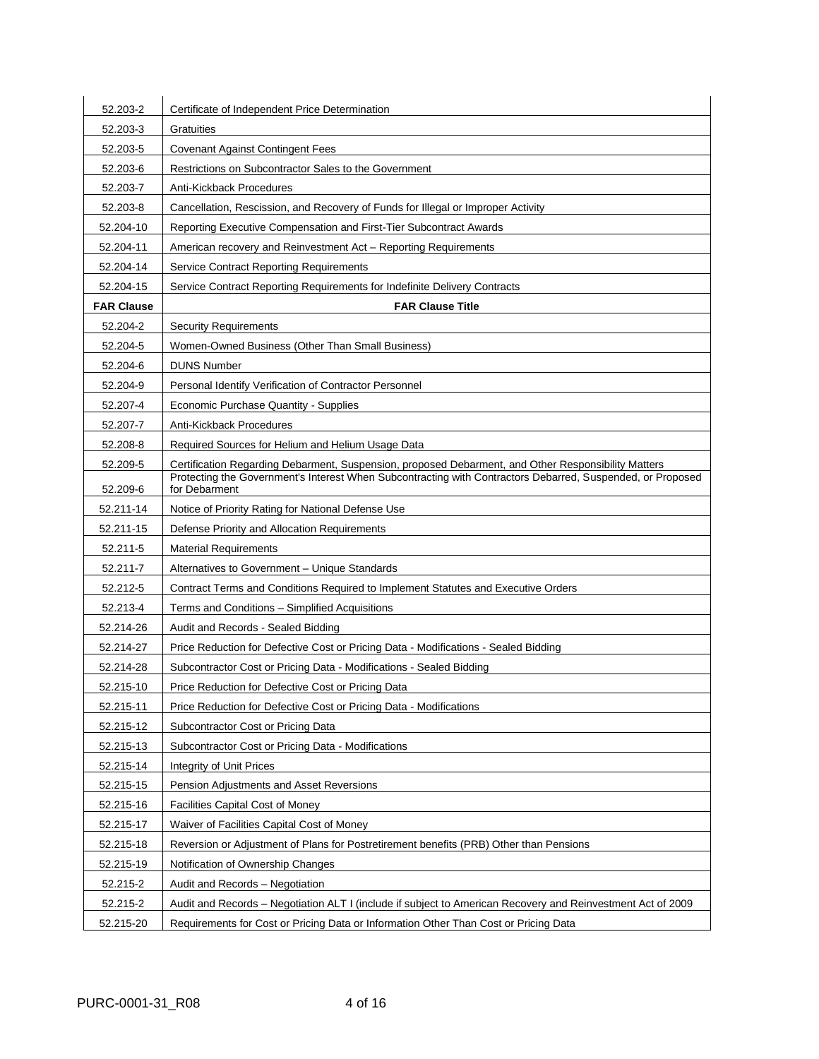| | |
|---|---|
| 52.203-2 | Certificate of Independent Price Determination |
| 52.203-3 | Gratuities |
| 52.203-5 | Covenant Against Contingent Fees |
| 52.203-6 | Restrictions on Subcontractor Sales to the Government |
| 52.203-7 | Anti-Kickback Procedures |
| 52.203-8 | Cancellation, Rescission, and Recovery of Funds for Illegal or Improper Activity |
| 52.204-10 | Reporting Executive Compensation and First-Tier Subcontract Awards |
| 52.204-11 | American recovery and Reinvestment Act – Reporting Requirements |
| 52.204-14 | Service Contract Reporting Requirements |
| 52.204-15 | Service Contract Reporting Requirements for Indefinite Delivery Contracts |
| **FAR Clause** | **FAR Clause Title** |
| 52.204-2 | Security Requirements |
| 52.204-5 | Women-Owned Business (Other Than Small Business) |
| 52.204-6 | DUNS Number |
| 52.204-9 | Personal Identify Verification of Contractor Personnel |
| 52.207-4 | Economic Purchase Quantity - Supplies |
| 52.207-7 | Anti-Kickback Procedures |
| 52.208-8 | Required Sources for Helium and Helium Usage Data |
| 52.209-5 | Certification Regarding Debarment, Suspension, proposed Debarment, and Other Responsibility Matters |
| 52.209-6 | Protecting the Government's Interest When Subcontracting with Contractors Debarred, Suspended, or Proposed for Debarment |
| 52.211-14 | Notice of Priority Rating for National Defense Use |
| 52.211-15 | Defense Priority and Allocation Requirements |
| 52.211-5 | Material Requirements |
| 52.211-7 | Alternatives to Government – Unique Standards |
| 52.212-5 | Contract Terms and Conditions Required to Implement Statutes and Executive Orders |
| 52.213-4 | Terms and Conditions – Simplified Acquisitions |
| 52.214-26 | Audit and Records - Sealed Bidding |
| 52.214-27 | Price Reduction for Defective Cost or Pricing Data - Modifications - Sealed Bidding |
| 52.214-28 | Subcontractor Cost or Pricing Data - Modifications - Sealed Bidding |
| 52.215-10 | Price Reduction for Defective Cost or Pricing Data |
| 52.215-11 | Price Reduction for Defective Cost or Pricing Data - Modifications |
| 52.215-12 | Subcontractor Cost or Pricing Data |
| 52.215-13 | Subcontractor Cost or Pricing Data - Modifications |
| 52.215-14 | Integrity of Unit Prices |
| 52.215-15 | Pension Adjustments and Asset Reversions |
| 52.215-16 | Facilities Capital Cost of Money |
| 52.215-17 | Waiver of Facilities Capital Cost of Money |
| 52.215-18 | Reversion or Adjustment of Plans for Postretirement benefits (PRB) Other than Pensions |
| 52.215-19 | Notification of Ownership Changes |
| 52.215-2 | Audit and Records – Negotiation |
| 52.215-2 | Audit and Records – Negotiation ALT I (include if subject to American Recovery and Reinvestment Act of 2009 |
| 52.215-20 | Requirements for Cost or Pricing Data or Information Other Than Cost or Pricing Data |

PURC-0001-31_R08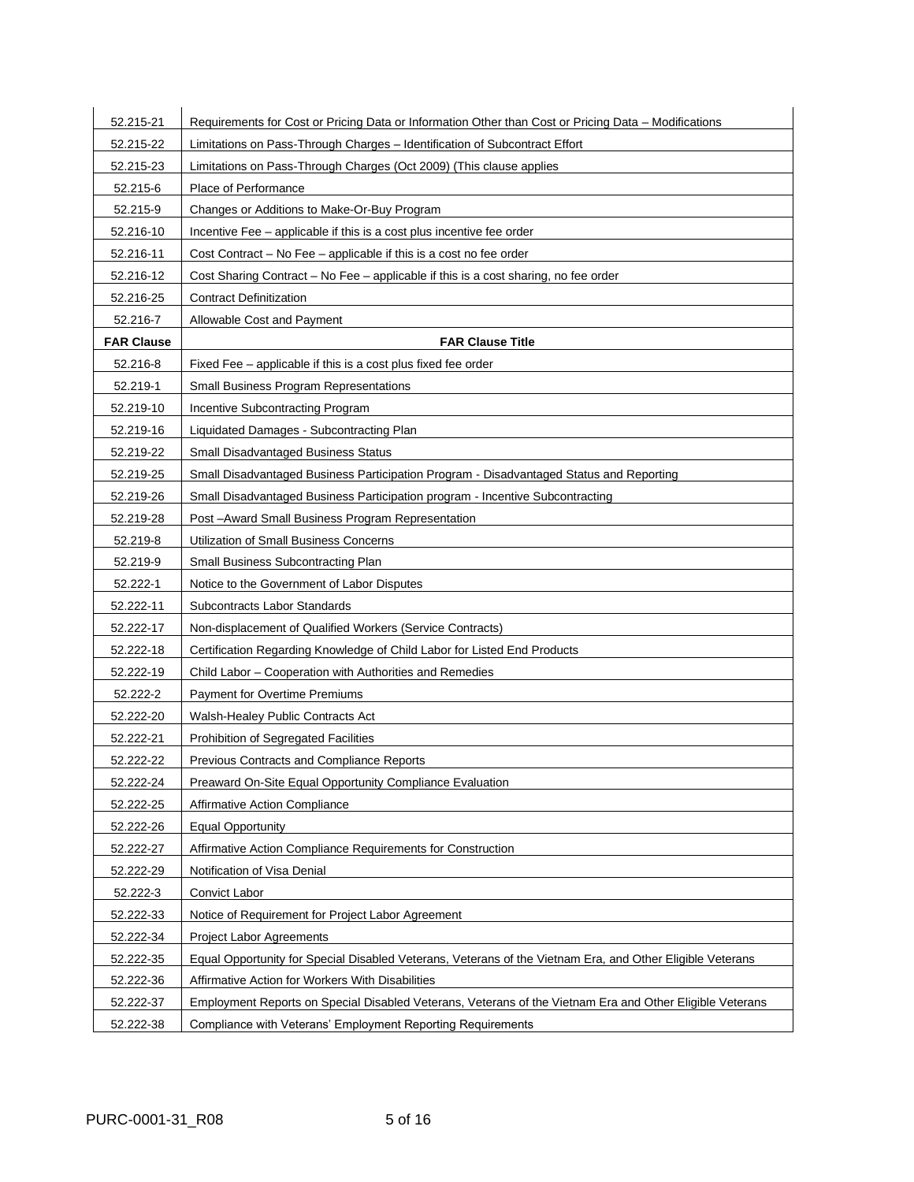| | |
|---|---|
| 52.215-21 | Requirements for Cost or Pricing Data or Information Other than Cost or Pricing Data – Modifications |
| 52.215-22 | Limitations on Pass-Through Charges – Identification of Subcontract Effort |
| 52.215-23 | Limitations on Pass-Through Charges (Oct 2009) (This clause applies |
| 52.215-6 | Place of Performance |
| 52.215-9 | Changes or Additions to Make-Or-Buy Program |
| 52.216-10 | Incentive Fee – applicable if this is a cost plus incentive fee order |
| 52.216-11 | Cost Contract – No Fee – applicable if this is a cost no fee order |
| 52.216-12 | Cost Sharing Contract – No Fee – applicable if this is a cost sharing, no fee order |
| 52.216-25 | Contract Definitization |
| 52.216-7 | Allowable Cost and Payment |
| **FAR Clause** | **FAR Clause Title** |
| 52.216-8 | Fixed Fee – applicable if this is a cost plus fixed fee order |
| 52.219-1 | Small Business Program Representations |
| 52.219-10 | Incentive Subcontracting Program |
| 52.219-16 | Liquidated Damages - Subcontracting Plan |
| 52.219-22 | Small Disadvantaged Business Status |
| 52.219-25 | Small Disadvantaged Business Participation Program - Disadvantaged Status and Reporting |
| 52.219-26 | Small Disadvantaged Business Participation program - Incentive Subcontracting |
| 52.219-28 | Post –Award Small Business Program Representation |
| 52.219-8 | Utilization of Small Business Concerns |
| 52.219-9 | Small Business Subcontracting Plan |
| 52.222-1 | Notice to the Government of Labor Disputes |
| 52.222-11 | Subcontracts Labor Standards |
| 52.222-17 | Non-displacement of Qualified Workers (Service Contracts) |
| 52.222-18 | Certification Regarding Knowledge of Child Labor for Listed End Products |
| 52.222-19 | Child Labor – Cooperation with Authorities and Remedies |
| 52.222-2 | Payment for Overtime Premiums |
| 52.222-20 | Walsh-Healey Public Contracts Act |
| 52.222-21 | Prohibition of Segregated Facilities |
| 52.222-22 | Previous Contracts and Compliance Reports |
| 52.222-24 | Preaward On-Site Equal Opportunity Compliance Evaluation |
| 52.222-25 | Affirmative Action Compliance |
| 52.222-26 | Equal Opportunity |
| 52.222-27 | Affirmative Action Compliance Requirements for Construction |
| 52.222-29 | Notification of Visa Denial |
| 52.222-3 | Convict Labor |
| 52.222-33 | Notice of Requirement for Project Labor Agreement |
| 52.222-34 | Project Labor Agreements |
| 52.222-35 | Equal Opportunity for Special Disabled Veterans, Veterans of the Vietnam Era, and Other Eligible Veterans |
| 52.222-36 | Affirmative Action for Workers With Disabilities |
| 52.222-37 | Employment Reports on Special Disabled Veterans, Veterans of the Vietnam Era and Other Eligible Veterans |
| 52.222-38 | Compliance with Veterans' Employment Reporting Requirements |

PURC-0001-31_R08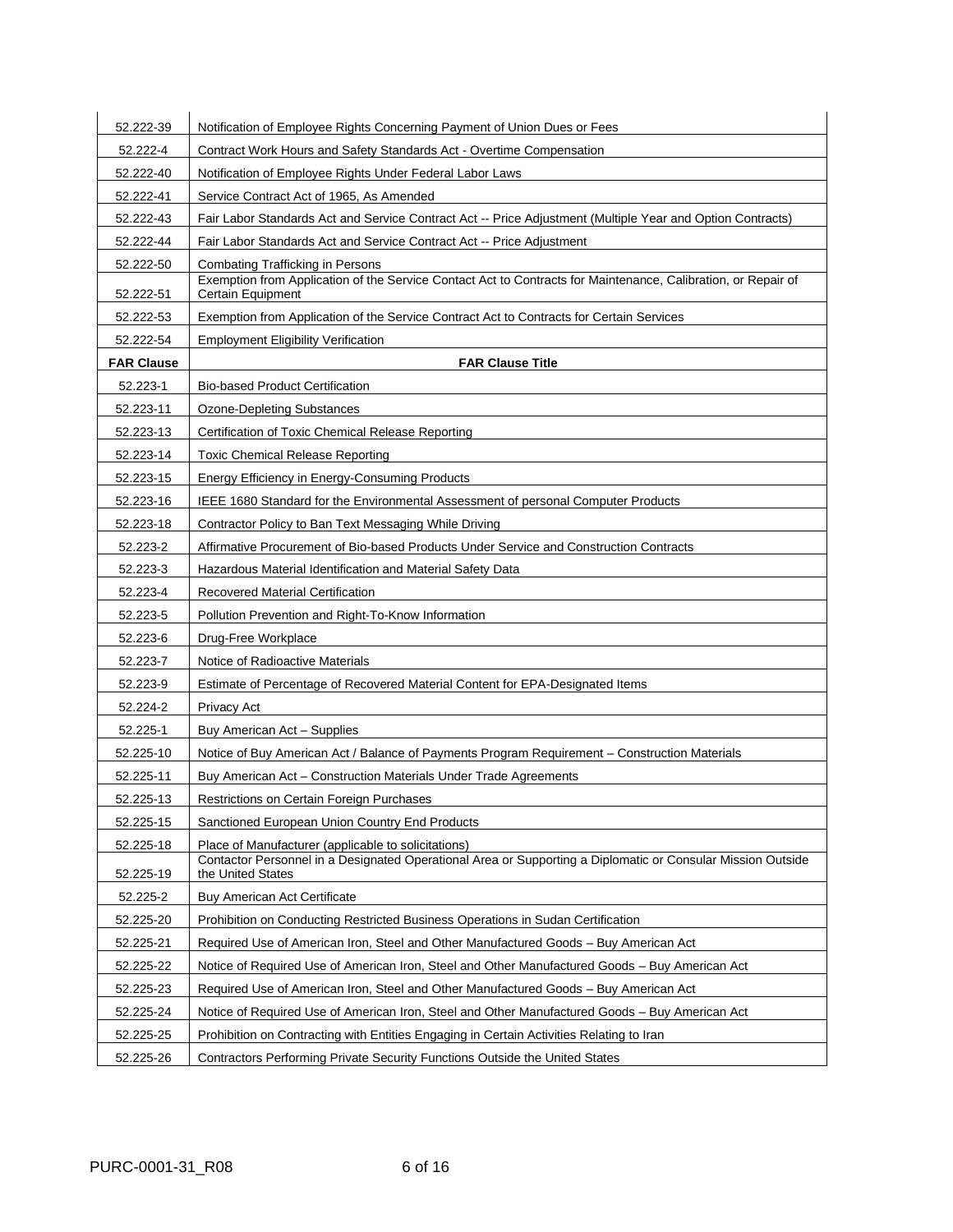| | |
|---|---|
| 52.222-39 | Notification of Employee Rights Concerning Payment of Union Dues or Fees |
| 52.222-4 | Contract Work Hours and Safety Standards Act - Overtime Compensation |
| 52.222-40 | Notification of Employee Rights Under Federal Labor Laws |
| 52.222-41 | Service Contract Act of 1965, As Amended |
| 52.222-43 | Fair Labor Standards Act and Service Contract Act -- Price Adjustment (Multiple Year and Option Contracts) |
| 52.222-44 | Fair Labor Standards Act and Service Contract Act -- Price Adjustment |
| 52.222-50 | Combating Trafficking in Persons |
| 52.222-51 | Exemption from Application of the Service Contact Act to Contracts for Maintenance, Calibration, or Repair of Certain Equipment |
| 52.222-53 | Exemption from Application of the Service Contract Act to Contracts for Certain Services |
| 52.222-54 | Employment Eligibility Verification |
| **FAR Clause** | **FAR Clause Title** |
| 52.223-1 | Bio-based Product Certification |
| 52.223-11 | Ozone-Depleting Substances |
| 52.223-13 | Certification of Toxic Chemical Release Reporting |
| 52.223-14 | Toxic Chemical Release Reporting |
| 52.223-15 | Energy Efficiency in Energy-Consuming Products |
| 52.223-16 | IEEE 1680 Standard for the Environmental Assessment of personal Computer Products |
| 52.223-18 | Contractor Policy to Ban Text Messaging While Driving |
| 52.223-2 | Affirmative Procurement of Bio-based Products Under Service and Construction Contracts |
| 52.223-3 | Hazardous Material Identification and Material Safety Data |
| 52.223-4 | Recovered Material Certification |
| 52.223-5 | Pollution Prevention and Right-To-Know Information |
| 52.223-6 | Drug-Free Workplace |
| 52.223-7 | Notice of Radioactive Materials |
| 52.223-9 | Estimate of Percentage of Recovered Material Content for EPA-Designated Items |
| 52.224-2 | Privacy Act |
| 52.225-1 | Buy American Act – Supplies |
| 52.225-10 | Notice of Buy American Act / Balance of Payments Program Requirement – Construction Materials |
| 52.225-11 | Buy American Act – Construction Materials Under Trade Agreements |
| 52.225-13 | Restrictions on Certain Foreign Purchases |
| 52.225-15 | Sanctioned European Union Country End Products |
| 52.225-18 | Place of Manufacturer (applicable to solicitations) |
| 52.225-19 | Contactor Personnel in a Designated Operational Area or Supporting a Diplomatic or Consular Mission Outside the United States |
| 52.225-2 | Buy American Act Certificate |
| 52.225-20 | Prohibition on Conducting Restricted Business Operations in Sudan Certification |
| 52.225-21 | Required Use of American Iron, Steel and Other Manufactured Goods – Buy American Act |
| 52.225-22 | Notice of Required Use of American Iron, Steel and Other Manufactured Goods – Buy American Act |
| 52.225-23 | Required Use of American Iron, Steel and Other Manufactured Goods – Buy American Act |
| 52.225-24 | Notice of Required Use of American Iron, Steel and Other Manufactured Goods – Buy American Act |
| 52.225-25 | Prohibition on Contracting with Entities Engaging in Certain Activities Relating to Iran |
| 52.225-26 | Contractors Performing Private Security Functions Outside the United States |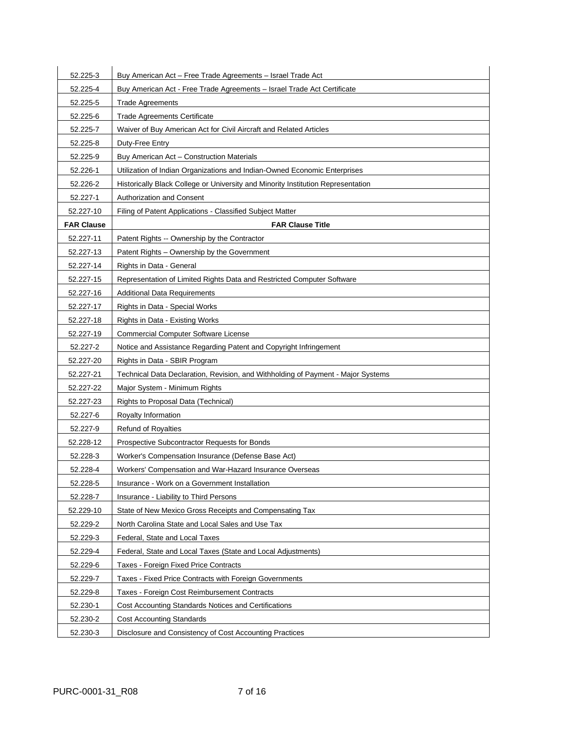| | |
|---|---|
| 52.225-3 | Buy American Act – Free Trade Agreements – Israel Trade Act |
| 52.225-4 | Buy American Act - Free Trade Agreements – Israel Trade Act Certificate |
| 52.225-5 | Trade Agreements |
| 52.225-6 | Trade Agreements Certificate |
| 52.225-7 | Waiver of Buy American Act for Civil Aircraft and Related Articles |
| 52.225-8 | Duty-Free Entry |
| 52.225-9 | Buy American Act – Construction Materials |
| 52.226-1 | Utilization of Indian Organizations and Indian-Owned Economic Enterprises |
| 52.226-2 | Historically Black College or University and Minority Institution Representation |
| 52.227-1 | Authorization and Consent |
| 52.227-10 | Filing of Patent Applications - Classified Subject Matter |
| **FAR Clause** | **FAR Clause Title** |
| 52.227-11 | Patent Rights -- Ownership by the Contractor |
| 52.227-13 | Patent Rights – Ownership by the Government |
| 52.227-14 | Rights in Data - General |
| 52.227-15 | Representation of Limited Rights Data and Restricted Computer Software |
| 52.227-16 | Additional Data Requirements |
| 52.227-17 | Rights in Data - Special Works |
| 52.227-18 | Rights in Data - Existing Works |
| 52.227-19 | Commercial Computer Software License |
| 52.227-2 | Notice and Assistance Regarding Patent and Copyright Infringement |
| 52.227-20 | Rights in Data - SBIR Program |
| 52.227-21 | Technical Data Declaration, Revision, and Withholding of Payment - Major Systems |
| 52.227-22 | Major System - Minimum Rights |
| 52.227-23 | Rights to Proposal Data (Technical) |
| 52.227-6 | Royalty Information |
| 52.227-9 | Refund of Royalties |
| 52.228-12 | Prospective Subcontractor Requests for Bonds |
| 52.228-3 | Worker's Compensation Insurance (Defense Base Act) |
| 52.228-4 | Workers' Compensation and War-Hazard Insurance Overseas |
| 52.228-5 | Insurance - Work on a Government Installation |
| 52.228-7 | Insurance - Liability to Third Persons |
| 52.229-10 | State of New Mexico Gross Receipts and Compensating Tax |
| 52.229-2 | North Carolina State and Local Sales and Use Tax |
| 52.229-3 | Federal, State and Local Taxes |
| 52.229-4 | Federal, State and Local Taxes (State and Local Adjustments) |
| 52.229-6 | Taxes - Foreign Fixed Price Contracts |
| 52.229-7 | Taxes - Fixed Price Contracts with Foreign Governments |
| 52.229-8 | Taxes - Foreign Cost Reimbursement Contracts |
| 52.230-1 | Cost Accounting Standards Notices and Certifications |
| 52.230-2 | Cost Accounting Standards |
| 52.230-3 | Disclosure and Consistency of Cost Accounting Practices |

PURC-0001-31_R08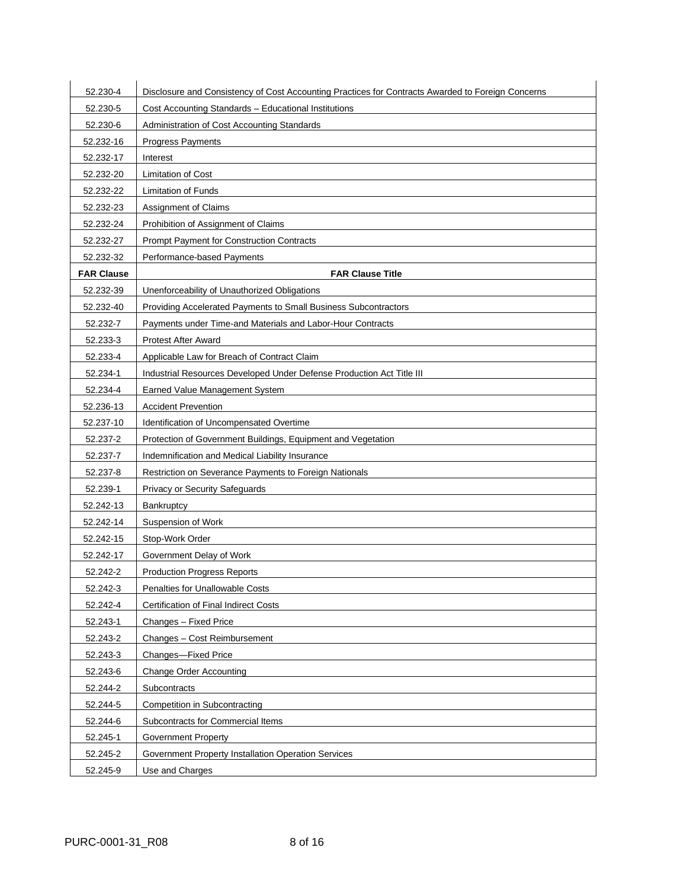| | |
|---|---|
| 52.230-4 | Disclosure and Consistency of Cost Accounting Practices for Contracts Awarded to Foreign Concerns |
| 52.230-5 | Cost Accounting Standards – Educational Institutions |
| 52.230-6 | Administration of Cost Accounting Standards |
| 52.232-16 | Progress Payments |
| 52.232-17 | Interest |
| 52.232-20 | Limitation of Cost |
| 52.232-22 | Limitation of Funds |
| 52.232-23 | Assignment of Claims |
| 52.232-24 | Prohibition of Assignment of Claims |
| 52.232-27 | Prompt Payment for Construction Contracts |
| 52.232-32 | Performance-based Payments |
| **FAR Clause** | **FAR Clause Title** |
| 52.232-39 | Unenforceability of Unauthorized Obligations |
| 52.232-40 | Providing Accelerated Payments to Small Business Subcontractors |
| 52.232-7 | Payments under Time-and Materials and Labor-Hour Contracts |
| 52.233-3 | Protest After Award |
| 52.233-4 | Applicable Law for Breach of Contract Claim |
| 52.234-1 | Industrial Resources Developed Under Defense Production Act Title III |
| 52.234-4 | Earned Value Management System |
| 52.236-13 | Accident Prevention |
| 52.237-10 | Identification of Uncompensated Overtime |
| 52.237-2 | Protection of Government Buildings, Equipment and Vegetation |
| 52.237-7 | Indemnification and Medical Liability Insurance |
| 52.237-8 | Restriction on Severance Payments to Foreign Nationals |
| 52.239-1 | Privacy or Security Safeguards |
| 52.242-13 | Bankruptcy |
| 52.242-14 | Suspension of Work |
| 52.242-15 | Stop-Work Order |
| 52.242-17 | Government Delay of Work |
| 52.242-2 | Production Progress Reports |
| 52.242-3 | Penalties for Unallowable Costs |
| 52.242-4 | Certification of Final Indirect Costs |
| 52.243-1 | Changes – Fixed Price |
| 52.243-2 | Changes – Cost Reimbursement |
| 52.243-3 | Changes—Fixed Price |
| 52.243-6 | Change Order Accounting |
| 52.244-2 | Subcontracts |
| 52.244-5 | Competition in Subcontracting |
| 52.244-6 | Subcontracts for Commercial Items |
| 52.245-1 | Government Property |
| 52.245-2 | Government Property Installation Operation Services |
| 52.245-9 | Use and Charges |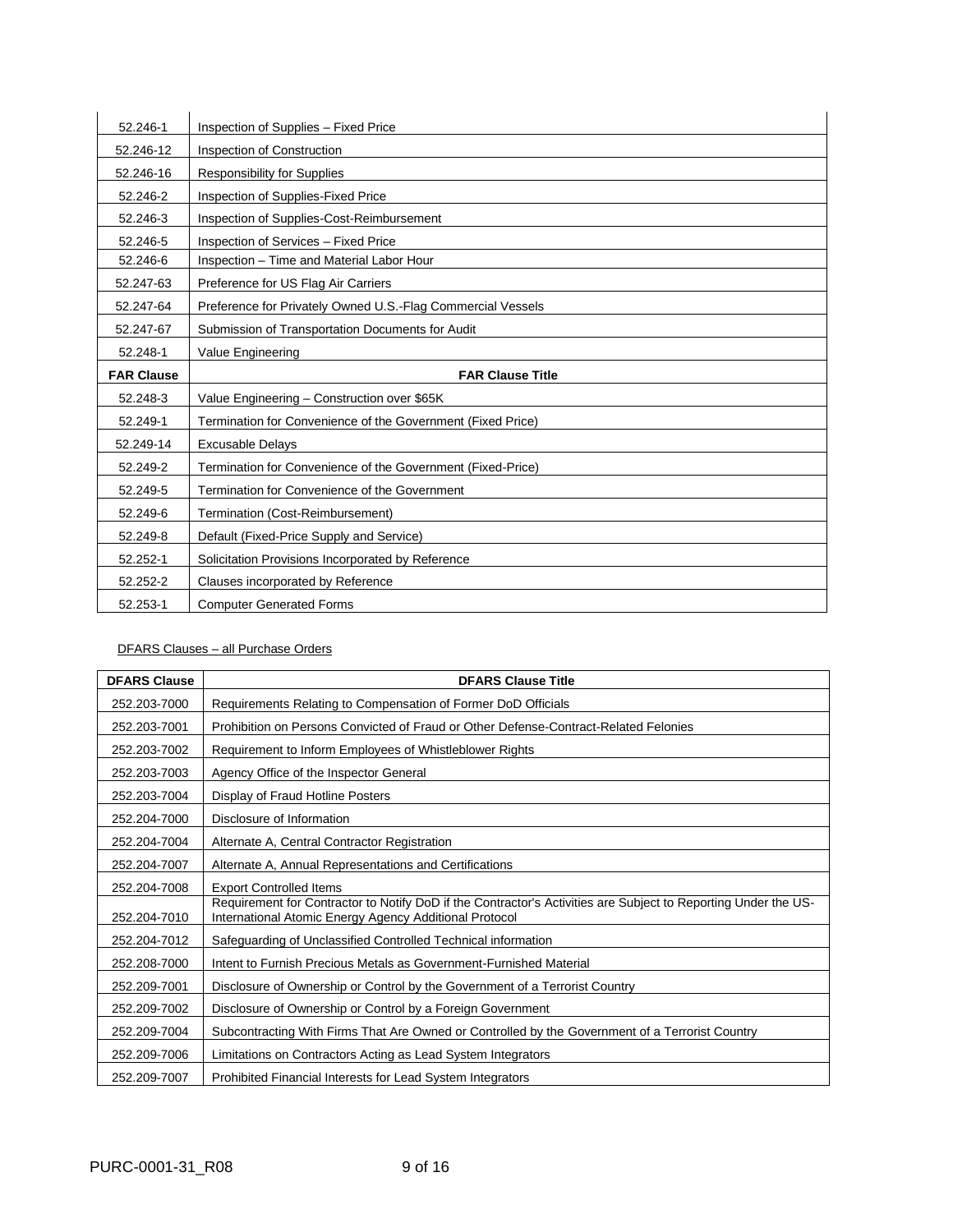| | |
|---|---|
| 52.246-1 | Inspection of Supplies – Fixed Price |
| 52.246-12 | Inspection of Construction |
| 52.246-16 | Responsibility for Supplies |
| 52.246-2 | Inspection of Supplies-Fixed Price |
| 52.246-3 | Inspection of Supplies-Cost-Reimbursement |
| 52.246-5 | Inspection of Services – Fixed Price |
| 52.246-6 | Inspection – Time and Material Labor Hour |
| 52.247-63 | Preference for US Flag Air Carriers |
| 52.247-64 | Preference for Privately Owned U.S.-Flag Commercial Vessels |
| 52.247-67 | Submission of Transportation Documents for Audit |
| 52.248-1 | Value Engineering |
| **FAR Clause** | **FAR Clause Title** |
| 52.248-3 | Value Engineering – Construction over $65K |
| 52.249-1 | Termination for Convenience of the Government (Fixed Price) |
| 52.249-14 | Excusable Delays |
| 52.249-2 | Termination for Convenience of the Government (Fixed-Price) |
| 52.249-5 | Termination for Convenience of the Government |
| 52.249-6 | Termination (Cost-Reimbursement) |
| 52.249-8 | Default (Fixed-Price Supply and Service) |
| 52.252-1 | Solicitation Provisions Incorporated by Reference |
| 52.252-2 | Clauses incorporated by Reference |
| 52.253-1 | Computer Generated Forms |

DFARS Clauses – all Purchase Orders

| DFARS Clause | DFARS Clause Title |
|---|---|
| 252.203-7000 | Requirements Relating to Compensation of Former DoD Officials |
| 252.203-7001 | Prohibition on Persons Convicted of Fraud or Other Defense-Contract-Related Felonies |
| 252.203-7002 | Requirement to Inform Employees of Whistleblower Rights |
| 252.203-7003 | Agency Office of the Inspector General |
| 252.203-7004 | Display of Fraud Hotline Posters |
| 252.204-7000 | Disclosure of Information |
| 252.204-7004 | Alternate A, Central Contractor Registration |
| 252.204-7007 | Alternate A, Annual Representations and Certifications |
| 252.204-7008 | Export Controlled Items |
| 252.204-7010 | Requirement for Contractor to Notify DoD if the Contractor's Activities are Subject to Reporting Under the US-International Atomic Energy Agency Additional Protocol |
| 252.204-7012 | Safeguarding of Unclassified Controlled Technical information |
| 252.208-7000 | Intent to Furnish Precious Metals as Government-Furnished Material |
| 252.209-7001 | Disclosure of Ownership or Control by the Government of a Terrorist Country |
| 252.209-7002 | Disclosure of Ownership or Control by a Foreign Government |
| 252.209-7004 | Subcontracting With Firms That Are Owned or Controlled by the Government of a Terrorist Country |
| 252.209-7006 | Limitations on Contractors Acting as Lead System Integrators |
| 252.209-7007 | Prohibited Financial Interests for Lead System Integrators |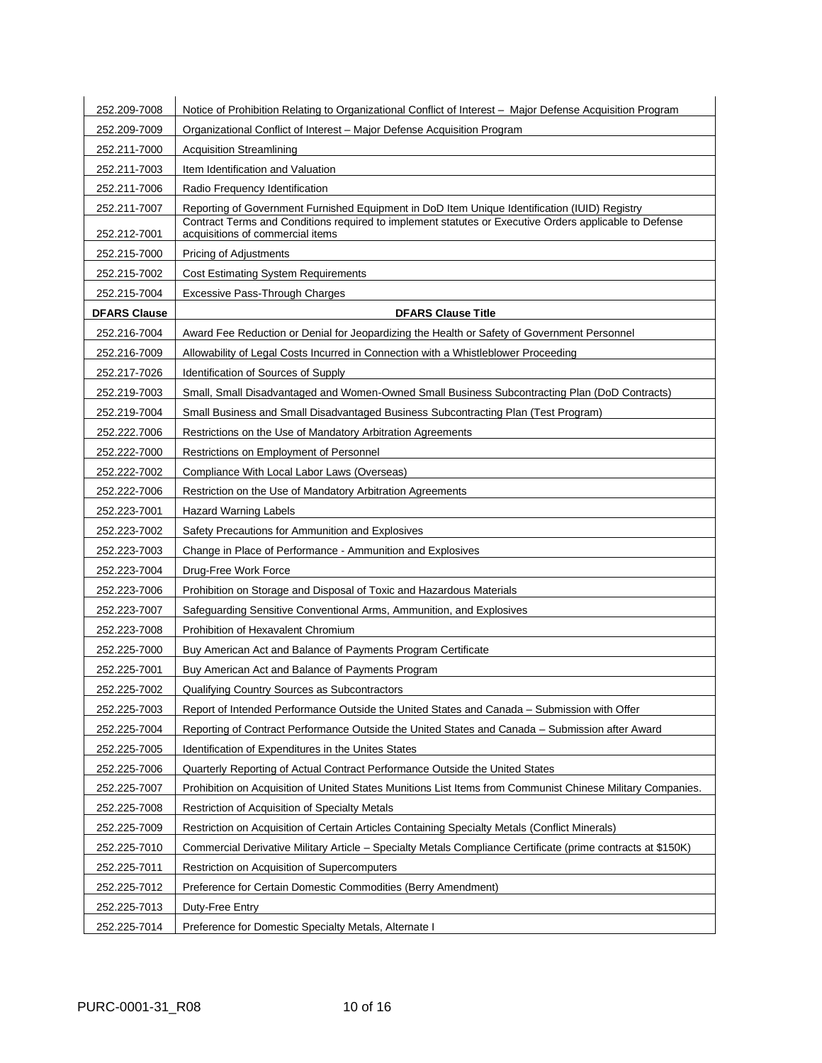| | |
|---|---|
| 252.209-7008 | Notice of Prohibition Relating to Organizational Conflict of Interest – Major Defense Acquisition Program |
| 252.209-7009 | Organizational Conflict of Interest – Major Defense Acquisition Program |
| 252.211-7000 | Acquisition Streamlining |
| 252.211-7003 | Item Identification and Valuation |
| 252.211-7006 | Radio Frequency Identification |
| 252.211-7007 | Reporting of Government Furnished Equipment in DoD Item Unique Identification (IUID) Registry |
| 252.212-7001 | Contract Terms and Conditions required to implement statutes or Executive Orders applicable to Defense acquisitions of commercial items |
| 252.215-7000 | Pricing of Adjustments |
| 252.215-7002 | Cost Estimating System Requirements |
| 252.215-7004 | Excessive Pass-Through Charges |
| **DFARS Clause** | **DFARS Clause Title** |
| 252.216-7004 | Award Fee Reduction or Denial for Jeopardizing the Health or Safety of Government Personnel |
| 252.216-7009 | Allowability of Legal Costs Incurred in Connection with a Whistleblower Proceeding |
| 252.217-7026 | Identification of Sources of Supply |
| 252.219-7003 | Small, Small Disadvantaged and Women-Owned Small Business Subcontracting Plan (DoD Contracts) |
| 252.219-7004 | Small Business and Small Disadvantaged Business Subcontracting Plan (Test Program) |
| 252.222.7006 | Restrictions on the Use of Mandatory Arbitration Agreements |
| 252.222-7000 | Restrictions on Employment of Personnel |
| 252.222-7002 | Compliance With Local Labor Laws (Overseas) |
| 252.222-7006 | Restriction on the Use of Mandatory Arbitration Agreements |
| 252.223-7001 | Hazard Warning Labels |
| 252.223-7002 | Safety Precautions for Ammunition and Explosives |
| 252.223-7003 | Change in Place of Performance - Ammunition and Explosives |
| 252.223-7004 | Drug-Free Work Force |
| 252.223-7006 | Prohibition on Storage and Disposal of Toxic and Hazardous Materials |
| 252.223-7007 | Safeguarding Sensitive Conventional Arms, Ammunition, and Explosives |
| 252.223-7008 | Prohibition of Hexavalent Chromium |
| 252.225-7000 | Buy American Act and Balance of Payments Program Certificate |
| 252.225-7001 | Buy American Act and Balance of Payments Program |
| 252.225-7002 | Qualifying Country Sources as Subcontractors |
| 252.225-7003 | Report of Intended Performance Outside the United States and Canada – Submission with Offer |
| 252.225-7004 | Reporting of Contract Performance Outside the United States and Canada – Submission after Award |
| 252.225-7005 | Identification of Expenditures in the Unites States |
| 252.225-7006 | Quarterly Reporting of Actual Contract Performance Outside the United States |
| 252.225-7007 | Prohibition on Acquisition of United States Munitions List Items from Communist Chinese Military Companies. |
| 252.225-7008 | Restriction of Acquisition of Specialty Metals |
| 252.225-7009 | Restriction on Acquisition of Certain Articles Containing Specialty Metals (Conflict Minerals) |
| 252.225-7010 | Commercial Derivative Military Article – Specialty Metals Compliance Certificate (prime contracts at $150K) |
| 252.225-7011 | Restriction on Acquisition of Supercomputers |
| 252.225-7012 | Preference for Certain Domestic Commodities (Berry Amendment) |
| 252.225-7013 | Duty-Free Entry |
| 252.225-7014 | Preference for Domestic Specialty Metals, Alternate I |

PURC-0001-31_R08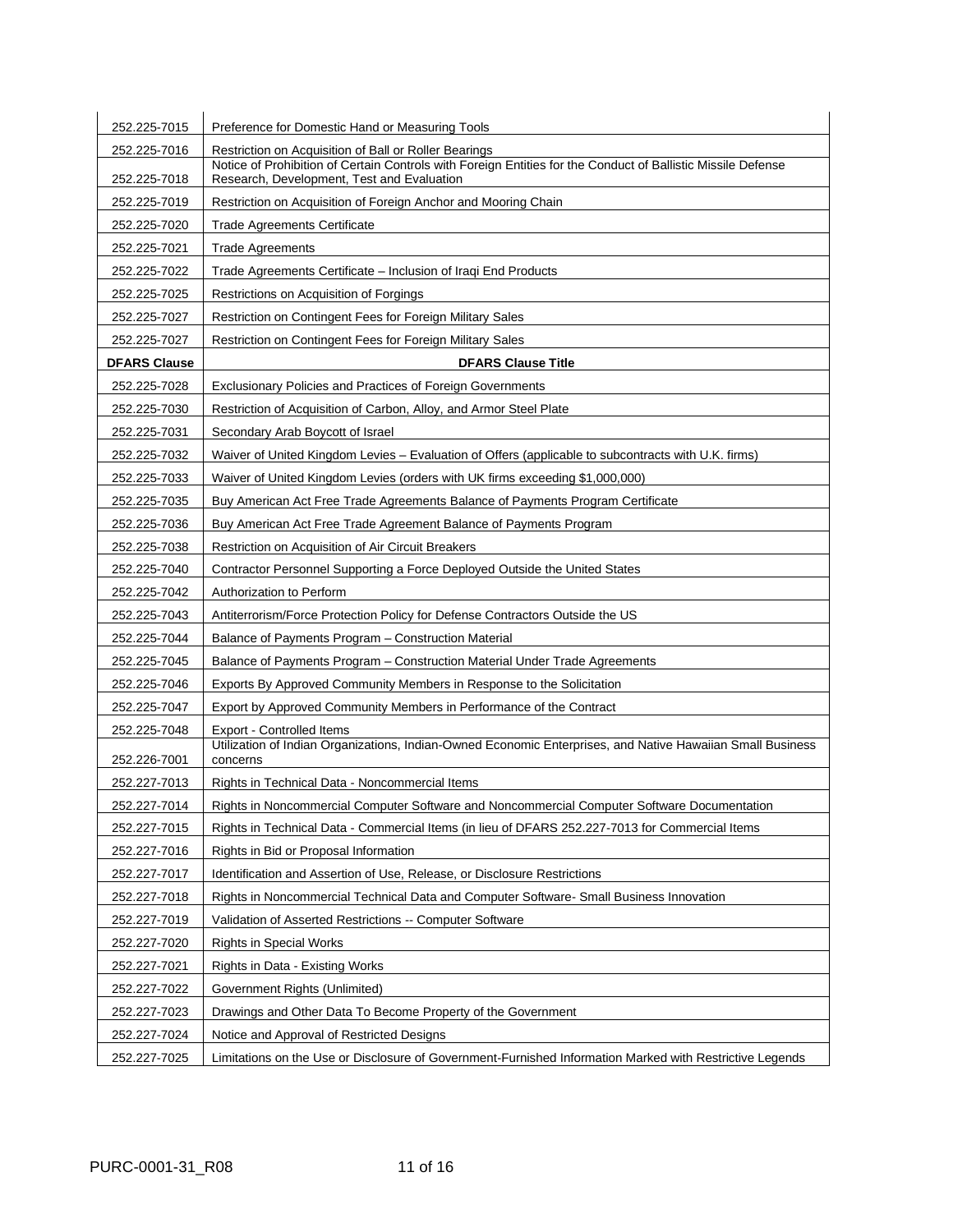| | |
|---|---|
| 252.225-7015 | Preference for Domestic Hand or Measuring Tools |
| 252.225-7016 | Restriction on Acquisition of Ball or Roller Bearings |
| 252.225-7018 | Notice of Prohibition of Certain Controls with Foreign Entities for the Conduct of Ballistic Missile Defense Research, Development, Test and Evaluation |
| 252.225-7019 | Restriction on Acquisition of Foreign Anchor and Mooring Chain |
| 252.225-7020 | Trade Agreements Certificate |
| 252.225-7021 | Trade Agreements |
| 252.225-7022 | Trade Agreements Certificate – Inclusion of Iraqi End Products |
| 252.225-7025 | Restrictions on Acquisition of Forgings |
| 252.225-7027 | Restriction on Contingent Fees for Foreign Military Sales |
| 252.225-7027 | Restriction on Contingent Fees for Foreign Military Sales |
| **DFARS Clause** | **DFARS Clause Title** |
| 252.225-7028 | Exclusionary Policies and Practices of Foreign Governments |
| 252.225-7030 | Restriction of Acquisition of Carbon, Alloy, and Armor Steel Plate |
| 252.225-7031 | Secondary Arab Boycott of Israel |
| 252.225-7032 | Waiver of United Kingdom Levies – Evaluation of Offers (applicable to subcontracts with U.K. firms) |
| 252.225-7033 | Waiver of United Kingdom Levies (orders with UK firms exceeding $1,000,000) |
| 252.225-7035 | Buy American Act Free Trade Agreements Balance of Payments Program Certificate |
| 252.225-7036 | Buy American Act Free Trade Agreement Balance of Payments Program |
| 252.225-7038 | Restriction on Acquisition of Air Circuit Breakers |
| 252.225-7040 | Contractor Personnel Supporting a Force Deployed Outside the United States |
| 252.225-7042 | Authorization to Perform |
| 252.225-7043 | Antiterrorism/Force Protection Policy for Defense Contractors Outside the US |
| 252.225-7044 | Balance of Payments Program – Construction Material |
| 252.225-7045 | Balance of Payments Program – Construction Material Under Trade Agreements |
| 252.225-7046 | Exports By Approved Community Members in Response to the Solicitation |
| 252.225-7047 | Export by Approved Community Members in Performance of the Contract |
| 252.225-7048 | Export - Controlled Items |
| 252.226-7001 | Utilization of Indian Organizations, Indian-Owned Economic Enterprises, and Native Hawaiian Small Business concerns |
| 252.227-7013 | Rights in Technical Data - Noncommercial Items |
| 252.227-7014 | Rights in Noncommercial Computer Software and Noncommercial Computer Software Documentation |
| 252.227-7015 | Rights in Technical Data - Commercial Items (in lieu of DFARS 252.227-7013 for Commercial Items |
| 252.227-7016 | Rights in Bid or Proposal Information |
| 252.227-7017 | Identification and Assertion of Use, Release, or Disclosure Restrictions |
| 252.227-7018 | Rights in Noncommercial Technical Data and Computer Software- Small Business Innovation |
| 252.227-7019 | Validation of Asserted Restrictions -- Computer Software |
| 252.227-7020 | Rights in Special Works |
| 252.227-7021 | Rights in Data - Existing Works |
| 252.227-7022 | Government Rights (Unlimited) |
| 252.227-7023 | Drawings and Other Data To Become Property of the Government |
| 252.227-7024 | Notice and Approval of Restricted Designs |
| 252.227-7025 | Limitations on the Use or Disclosure of Government-Furnished Information Marked with Restrictive Legends |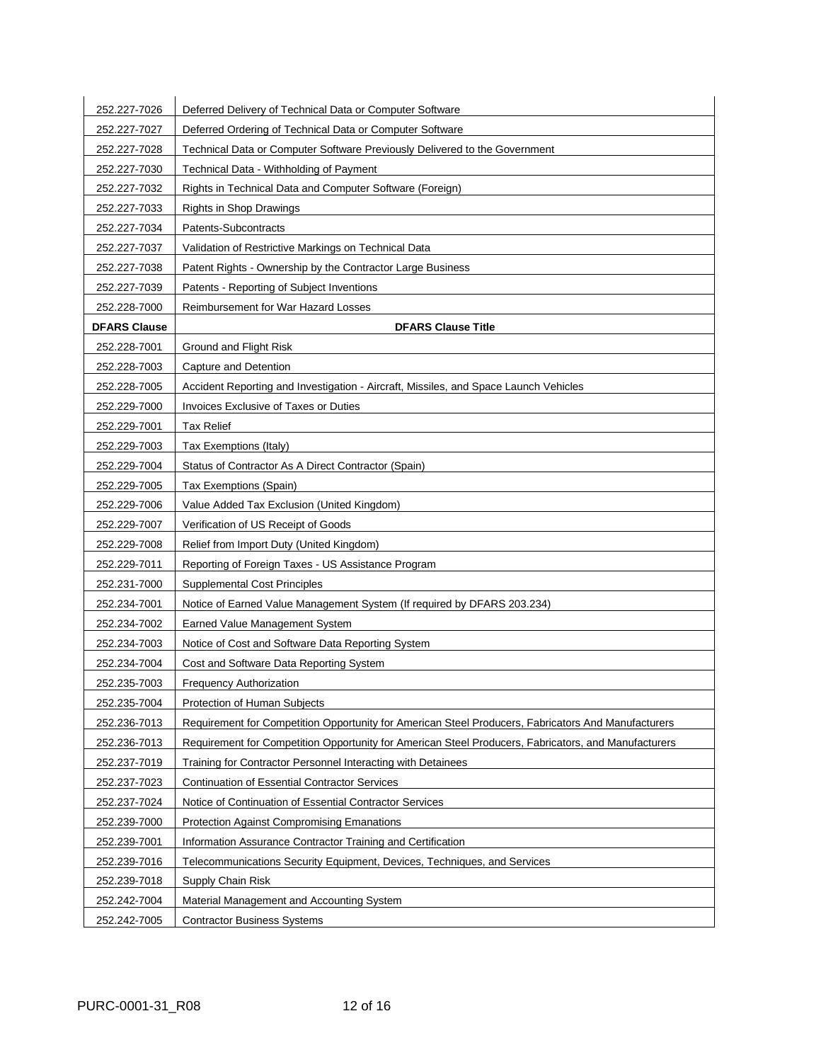| | |
|---|---|
| 252.227-7026 | Deferred Delivery of Technical Data or Computer Software |
| 252.227-7027 | Deferred Ordering of Technical Data or Computer Software |
| 252.227-7028 | Technical Data or Computer Software Previously Delivered to the Government |
| 252.227-7030 | Technical Data - Withholding of Payment |
| 252.227-7032 | Rights in Technical Data and Computer Software (Foreign) |
| 252.227-7033 | Rights in Shop Drawings |
| 252.227-7034 | Patents-Subcontracts |
| 252.227-7037 | Validation of Restrictive Markings on Technical Data |
| 252.227-7038 | Patent Rights - Ownership by the Contractor Large Business |
| 252.227-7039 | Patents - Reporting of Subject Inventions |
| 252.228-7000 | Reimbursement for War Hazard Losses |
| **DFARS Clause** | **DFARS Clause Title** |
| 252.228-7001 | Ground and Flight Risk |
| 252.228-7003 | Capture and Detention |
| 252.228-7005 | Accident Reporting and Investigation - Aircraft, Missiles, and Space Launch Vehicles |
| 252.229-7000 | Invoices Exclusive of Taxes or Duties |
| 252.229-7001 | Tax Relief |
| 252.229-7003 | Tax Exemptions (Italy) |
| 252.229-7004 | Status of Contractor As A Direct Contractor (Spain) |
| 252.229-7005 | Tax Exemptions (Spain) |
| 252.229-7006 | Value Added Tax Exclusion (United Kingdom) |
| 252.229-7007 | Verification of US Receipt of Goods |
| 252.229-7008 | Relief from Import Duty (United Kingdom) |
| 252.229-7011 | Reporting of Foreign Taxes - US Assistance Program |
| 252.231-7000 | Supplemental Cost Principles |
| 252.234-7001 | Notice of Earned Value Management System (If required by DFARS 203.234) |
| 252.234-7002 | Earned Value Management System |
| 252.234-7003 | Notice of Cost and Software Data Reporting System |
| 252.234-7004 | Cost and Software Data Reporting System |
| 252.235-7003 | Frequency Authorization |
| 252.235-7004 | Protection of Human Subjects |
| 252.236-7013 | Requirement for Competition Opportunity for American Steel Producers, Fabricators And Manufacturers |
| 252.236-7013 | Requirement for Competition Opportunity for American Steel Producers, Fabricators, and Manufacturers |
| 252.237-7019 | Training for Contractor Personnel Interacting with Detainees |
| 252.237-7023 | Continuation of Essential Contractor Services |
| 252.237-7024 | Notice of Continuation of Essential Contractor Services |
| 252.239-7000 | Protection Against Compromising Emanations |
| 252.239-7001 | Information Assurance Contractor Training and Certification |
| 252.239-7016 | Telecommunications Security Equipment, Devices, Techniques, and Services |
| 252.239-7018 | Supply Chain Risk |
| 252.242-7004 | Material Management and Accounting System |
| 252.242-7005 | Contractor Business Systems |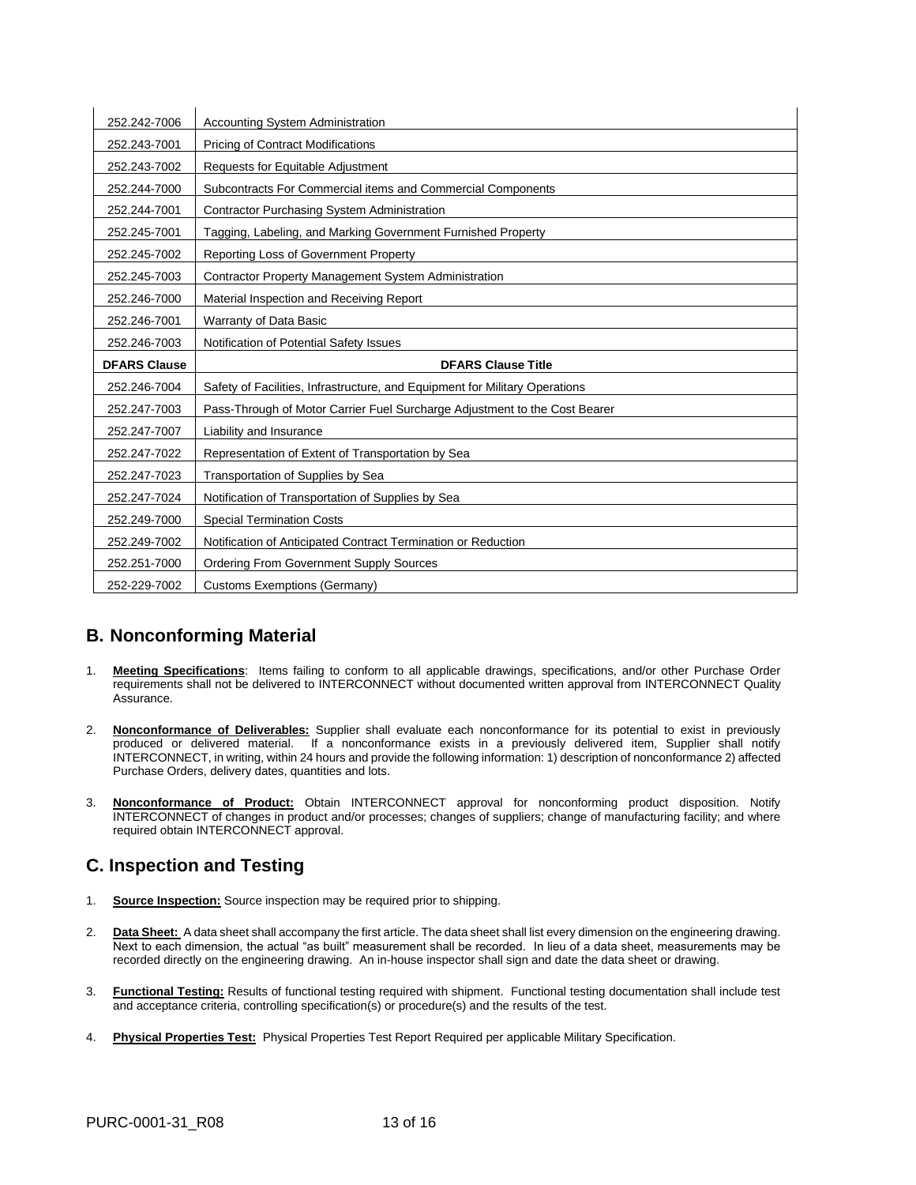| | |
|---|---|
| 252.242-7006 | Accounting System Administration |
| 252.243-7001 | Pricing of Contract Modifications |
| 252.243-7002 | Requests for Equitable Adjustment |
| 252.244-7000 | Subcontracts For Commercial items and Commercial Components |
| 252.244-7001 | Contractor Purchasing System Administration |
| 252.245-7001 | Tagging, Labeling, and Marking Government Furnished Property |
| 252.245-7002 | Reporting Loss of Government Property |
| 252.245-7003 | Contractor Property Management System Administration |
| 252.246-7000 | Material Inspection and Receiving Report |
| 252.246-7001 | Warranty of Data Basic |
| 252.246-7003 | Notification of Potential Safety Issues |
| **DFARS Clause** | **DFARS Clause Title** |
| 252.246-7004 | Safety of Facilities, Infrastructure, and Equipment for Military Operations |
| 252.247-7003 | Pass-Through of Motor Carrier Fuel Surcharge Adjustment to the Cost Bearer |
| 252.247-7007 | Liability and Insurance |
| 252.247-7022 | Representation of Extent of Transportation by Sea |
| 252.247-7023 | Transportation of Supplies by Sea |
| 252.247-7024 | Notification of Transportation of Supplies by Sea |
| 252.249-7000 | Special Termination Costs |
| 252.249-7002 | Notification of Anticipated Contract Termination or Reduction |
| 252.251-7000 | Ordering From Government Supply Sources |
| 252-229-7002 | Customs Exemptions (Germany) |

## B. Nonconforming Material

1. **Meeting Specifications**: Items failing to conform to all applicable drawings, specifications, and/or other Purchase Order requirements shall not be delivered to INTERCONNECT without documented written approval from INTERCONNECT Quality Assurance.

2. **Nonconformance of Deliverables:** Supplier shall evaluate each nonconformance for its potential to exist in previously produced or delivered material. If a nonconformance exists in a previously delivered item, Supplier shall notify INTERCONNECT, in writing, within 24 hours and provide the following information: 1) description of nonconformance 2) affected Purchase Orders, delivery dates, quantities and lots.

3. **Nonconformance of Product:** Obtain INTERCONNECT approval for nonconforming product disposition. Notify INTERCONNECT of changes in product and/or processes; changes of suppliers; change of manufacturing facility; and where required obtain INTERCONNECT approval.

## C. Inspection and Testing

1. **Source Inspection:** Source inspection may be required prior to shipping.

2. **Data Sheet:** A data sheet shall accompany the first article. The data sheet shall list every dimension on the engineering drawing. Next to each dimension, the actual "as built" measurement shall be recorded. In lieu of a data sheet, measurements may be recorded directly on the engineering drawing. An in-house inspector shall sign and date the data sheet or drawing.

3. **Functional Testing:** Results of functional testing required with shipment. Functional testing documentation shall include test and acceptance criteria, controlling specification(s) or procedure(s) and the results of the test.

4. **Physical Properties Test:** Physical Properties Test Report Required per applicable Military Specification.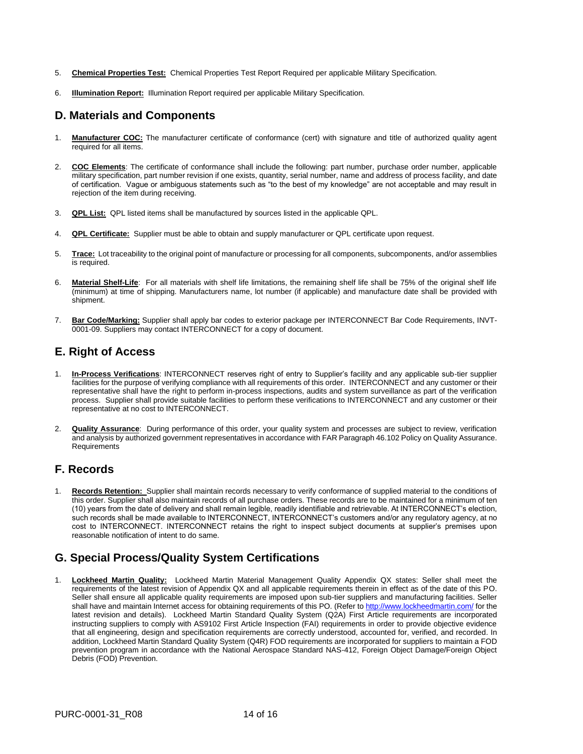5. **Chemical Properties Test:** Chemical Properties Test Report Required per applicable Military Specification.

6. **Illumination Report:** Illumination Report required per applicable Military Specification.

## D. Materials and Components

1. **Manufacturer COC:** The manufacturer certificate of conformance (cert) with signature and title of authorized quality agent required for all items.

2. **COC Elements**: The certificate of conformance shall include the following: part number, purchase order number, applicable military specification, part number revision if one exists, quantity, serial number, name and address of process facility, and date of certification. Vague or ambiguous statements such as "to the best of my knowledge" are not acceptable and may result in rejection of the item during receiving.

3. **QPL List:** QPL listed items shall be manufactured by sources listed in the applicable QPL.

4. **QPL Certificate:** Supplier must be able to obtain and supply manufacturer or QPL certificate upon request.

5. **Trace:** Lot traceability to the original point of manufacture or processing for all components, subcomponents, and/or assemblies is required.

6. **Material Shelf-Life**: For all materials with shelf life limitations, the remaining shelf life shall be 75% of the original shelf life (minimum) at time of shipping. Manufacturers name, lot number (if applicable) and manufacture date shall be provided with shipment.

7. **Bar Code/Marking:** Supplier shall apply bar codes to exterior package per INTERCONNECT Bar Code Requirements, INVT-0001-09. Suppliers may contact INTERCONNECT for a copy of document.

## E. Right of Access

1. **In-Process Verifications**: INTERCONNECT reserves right of entry to Supplier's facility and any applicable sub-tier supplier facilities for the purpose of verifying compliance with all requirements of this order. INTERCONNECT and any customer or their representative shall have the right to perform in-process inspections, audits and system surveillance as part of the verification process. Supplier shall provide suitable facilities to perform these verifications to INTERCONNECT and any customer or their representative at no cost to INTERCONNECT.

2. **Quality Assurance**: During performance of this order, your quality system and processes are subject to review, verification and analysis by authorized government representatives in accordance with FAR Paragraph 46.102 Policy on Quality Assurance. Requirements

## F. Records

1. **Records Retention:** Supplier shall maintain records necessary to verify conformance of supplied material to the conditions of this order. Supplier shall also maintain records of all purchase orders. These records are to be maintained for a minimum of ten (10) years from the date of delivery and shall remain legible, readily identifiable and retrievable. At INTERCONNECT's election, such records shall be made available to INTERCONNECT, INTERCONNECT's customers and/or any regulatory agency, at no cost to INTERCONNECT. INTERCONNECT retains the right to inspect subject documents at supplier's premises upon reasonable notification of intent to do same.

## G. Special Process/Quality System Certifications

1. **Lockheed Martin Quality:** Lockheed Martin Material Management Quality Appendix QX states: Seller shall meet the requirements of the latest revision of Appendix QX and all applicable requirements therein in effect as of the date of this PO. Seller shall ensure all applicable quality requirements are imposed upon sub-tier suppliers and manufacturing facilities. Seller shall have and maintain Internet access for obtaining requirements of this PO. (Refer to http://www.lockheedmartin.com/ for the latest revision and details). Lockheed Martin Standard Quality System (Q2A) First Article requirements are incorporated instructing suppliers to comply with AS9102 First Article Inspection (FAI) requirements in order to provide objective evidence that all engineering, design and specification requirements are correctly understood, accounted for, verified, and recorded. In addition, Lockheed Martin Standard Quality System (Q4R) FOD requirements are incorporated for suppliers to maintain a FOD prevention program in accordance with the National Aerospace Standard NAS-412, Foreign Object Damage/Foreign Object Debris (FOD) Prevention.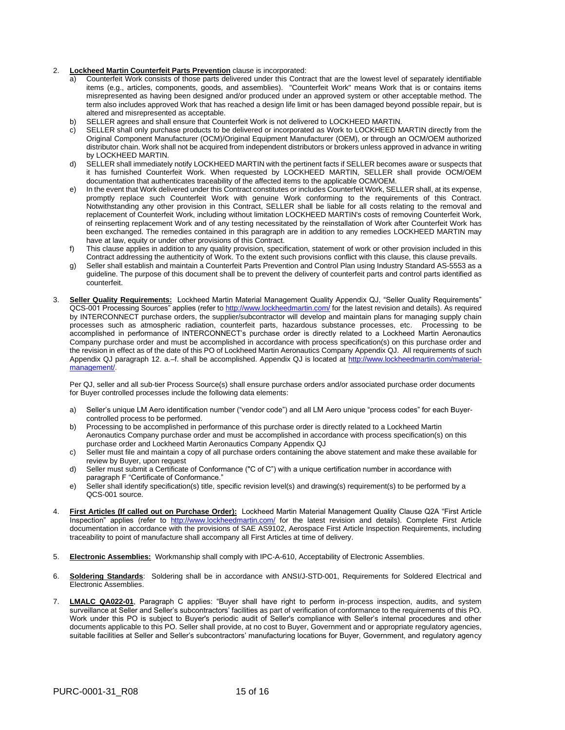2. **Lockheed Martin Counterfeit Parts Prevention** clause is incorporated:
   a) Counterfeit Work consists of those parts delivered under this Contract that are the lowest level of separately identifiable items (e.g., articles, components, goods, and assemblies). "Counterfeit Work" means Work that is or contains items misrepresented as having been designed and/or produced under an approved system or other acceptable method. The term also includes approved Work that has reached a design life limit or has been damaged beyond possible repair, but is altered and misrepresented as acceptable.
   b) SELLER agrees and shall ensure that Counterfeit Work is not delivered to LOCKHEED MARTIN.
   c) SELLER shall only purchase products to be delivered or incorporated as Work to LOCKHEED MARTIN directly from the Original Component Manufacturer (OCM)/Original Equipment Manufacturer (OEM), or through an OCM/OEM authorized distributor chain. Work shall not be acquired from independent distributors or brokers unless approved in advance in writing by LOCKHEED MARTIN.
   d) SELLER shall immediately notify LOCKHEED MARTIN with the pertinent facts if SELLER becomes aware or suspects that it has furnished Counterfeit Work. When requested by LOCKHEED MARTIN, SELLER shall provide OCM/OEM documentation that authenticates traceability of the affected items to the applicable OCM/OEM.
   e) In the event that Work delivered under this Contract constitutes or includes Counterfeit Work, SELLER shall, at its expense, promptly replace such Counterfeit Work with genuine Work conforming to the requirements of this Contract. Notwithstanding any other provision in this Contract, SELLER shall be liable for all costs relating to the removal and replacement of Counterfeit Work, including without limitation LOCKHEED MARTIN's costs of removing Counterfeit Work, of reinserting replacement Work and of any testing necessitated by the reinstallation of Work after Counterfeit Work has been exchanged. The remedies contained in this paragraph are in addition to any remedies LOCKHEED MARTIN may have at law, equity or under other provisions of this Contract.
   f) This clause applies in addition to any quality provision, specification, statement of work or other provision included in this Contract addressing the authenticity of Work. To the extent such provisions conflict with this clause, this clause prevails.
   g) Seller shall establish and maintain a Counterfeit Parts Prevention and Control Plan using Industry Standard AS-5553 as a guideline. The purpose of this document shall be to prevent the delivery of counterfeit parts and control parts identified as counterfeit.

3. **Seller Quality Requirements:** Lockheed Martin Material Management Quality Appendix QJ, "Seller Quality Requirements" QCS-001 Processing Sources" applies (refer to http://www.lockheedmartin.com/ for the latest revision and details). As required by INTERCONNECT purchase orders, the supplier/subcontractor will develop and maintain plans for managing supply chain processes such as atmospheric radiation, counterfeit parts, hazardous substance processes, etc. Processing to be accomplished in performance of INTERCONNECT's purchase order is directly related to a Lockheed Martin Aeronautics Company purchase order and must be accomplished in accordance with process specification(s) on this purchase order and the revision in effect as of the date of this PO of Lockheed Martin Aeronautics Company Appendix QJ. All requirements of such Appendix QJ paragraph 12. a.–f. shall be accomplished. Appendix QJ is located at http://www.lockheedmartin.com/material-management/.

   Per QJ, seller and all sub-tier Process Source(s) shall ensure purchase orders and/or associated purchase order documents for Buyer controlled processes include the following data elements:

   a) Seller's unique LM Aero identification number ("vendor code") and all LM Aero unique "process codes" for each Buyer-controlled process to be performed.
   b) Processing to be accomplished in performance of this purchase order is directly related to a Lockheed Martin Aeronautics Company purchase order and must be accomplished in accordance with process specification(s) on this purchase order and Lockheed Martin Aeronautics Company Appendix QJ
   c) Seller must file and maintain a copy of all purchase orders containing the above statement and make these available for review by Buyer, upon request
   d) Seller must submit a Certificate of Conformance ("C of C") with a unique certification number in accordance with paragraph F "Certificate of Conformance."
   e) Seller shall identify specification(s) title, specific revision level(s) and drawing(s) requirement(s) to be performed by a QCS-001 source.

4. **First Articles (If called out on Purchase Order):** Lockheed Martin Material Management Quality Clause Q2A "First Article Inspection" applies (refer to http://www.lockheedmartin.com/ for the latest revision and details). Complete First Article documentation in accordance with the provisions of SAE AS9102, Aerospace First Article Inspection Requirements, including traceability to point of manufacture shall accompany all First Articles at time of delivery.

5. **Electronic Assemblies:** Workmanship shall comply with IPC-A-610, Acceptability of Electronic Assemblies.

6. **Soldering Standards**: Soldering shall be in accordance with ANSI/J-STD-001, Requirements for Soldered Electrical and Electronic Assemblies.

7. **LMALC QA022-01**, Paragraph C applies: "Buyer shall have right to perform in-process inspection, audits, and system surveillance at Seller and Seller's subcontractors' facilities as part of verification of conformance to the requirements of this PO. Work under this PO is subject to Buyer's periodic audit of Seller's compliance with Seller's internal procedures and other documents applicable to this PO. Seller shall provide, at no cost to Buyer, Government and or appropriate regulatory agencies, suitable facilities at Seller and Seller's subcontractors' manufacturing locations for Buyer, Government, and regulatory agency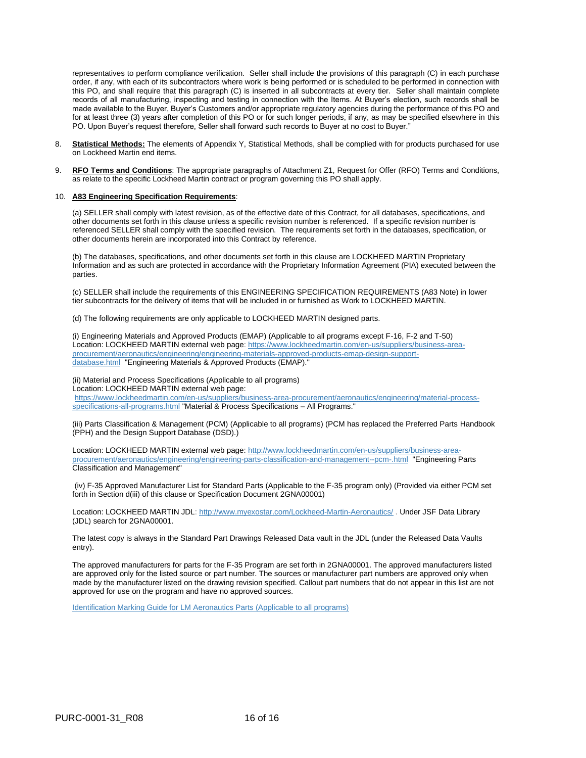representatives to perform compliance verification. Seller shall include the provisions of this paragraph (C) in each purchase order, if any, with each of its subcontractors where work is being performed or is scheduled to be performed in connection with this PO, and shall require that this paragraph (C) is inserted in all subcontracts at every tier. Seller shall maintain complete records of all manufacturing, inspecting and testing in connection with the Items. At Buyer's election, such records shall be made available to the Buyer, Buyer's Customers and/or appropriate regulatory agencies during the performance of this PO and for at least three (3) years after completion of this PO or for such longer periods, if any, as may be specified elsewhere in this PO. Upon Buyer's request therefore, Seller shall forward such records to Buyer at no cost to Buyer."

8. **Statistical Methods:** The elements of Appendix Y, Statistical Methods, shall be complied with for products purchased for use on Lockheed Martin end items.

9. **RFO Terms and Conditions**: The appropriate paragraphs of Attachment Z1, Request for Offer (RFO) Terms and Conditions, as relate to the specific Lockheed Martin contract or program governing this PO shall apply.

10. **A83 Engineering Specification Requirements**:

(a) SELLER shall comply with latest revision, as of the effective date of this Contract, for all databases, specifications, and other documents set forth in this clause unless a specific revision number is referenced. If a specific revision number is referenced SELLER shall comply with the specified revision. The requirements set forth in the databases, specification, or other documents herein are incorporated into this Contract by reference.

(b) The databases, specifications, and other documents set forth in this clause are LOCKHEED MARTIN Proprietary Information and as such are protected in accordance with the Proprietary Information Agreement (PIA) executed between the parties.

(c) SELLER shall include the requirements of this ENGINEERING SPECIFICATION REQUIREMENTS (A83 Note) in lower tier subcontracts for the delivery of items that will be included in or furnished as Work to LOCKHEED MARTIN.

(d) The following requirements are only applicable to LOCKHEED MARTIN designed parts.

(i) Engineering Materials and Approved Products (EMAP) (Applicable to all programs except F-16, F-2 and T-50)
Location: LOCKHEED MARTIN external web page: https://www.lockheedmartin.com/en-us/suppliers/business-area-procurement/aeronautics/engineering/engineering-materials-approved-products-emap-design-support-database.html "Engineering Materials & Approved Products (EMAP)."

(ii) Material and Process Specifications (Applicable to all programs)
Location: LOCKHEED MARTIN external web page:
https://www.lockheedmartin.com/en-us/suppliers/business-area-procurement/aeronautics/engineering/material-process-specifications-all-programs.html "Material & Process Specifications – All Programs."

(iii) Parts Classification & Management (PCM) (Applicable to all programs) (PCM has replaced the Preferred Parts Handbook (PPH) and the Design Support Database (DSD).)

Location: LOCKHEED MARTIN external web page: http://www.lockheedmartin.com/en-us/suppliers/business-area-procurement/aeronautics/engineering/engineering-parts-classification-and-management--pcm-.html "Engineering Parts Classification and Management"

(iv) F-35 Approved Manufacturer List for Standard Parts (Applicable to the F-35 program only) (Provided via either PCM set forth in Section d(iii) of this clause or Specification Document 2GNA00001)

Location: LOCKHEED MARTIN JDL: http://www.myexostar.com/Lockheed-Martin-Aeronautics/ . Under JSF Data Library (JDL) search for 2GNA00001.

The latest copy is always in the Standard Part Drawings Released Data vault in the JDL (under the Released Data Vaults entry).

The approved manufacturers for parts for the F-35 Program are set forth in 2GNA00001. The approved manufacturers listed are approved only for the listed source or part number. The sources or manufacturer part numbers are approved only when made by the manufacturer listed on the drawing revision specified. Callout part numbers that do not appear in this list are not approved for use on the program and have no approved sources.

Identification Marking Guide for LM Aeronautics Parts (Applicable to all programs)